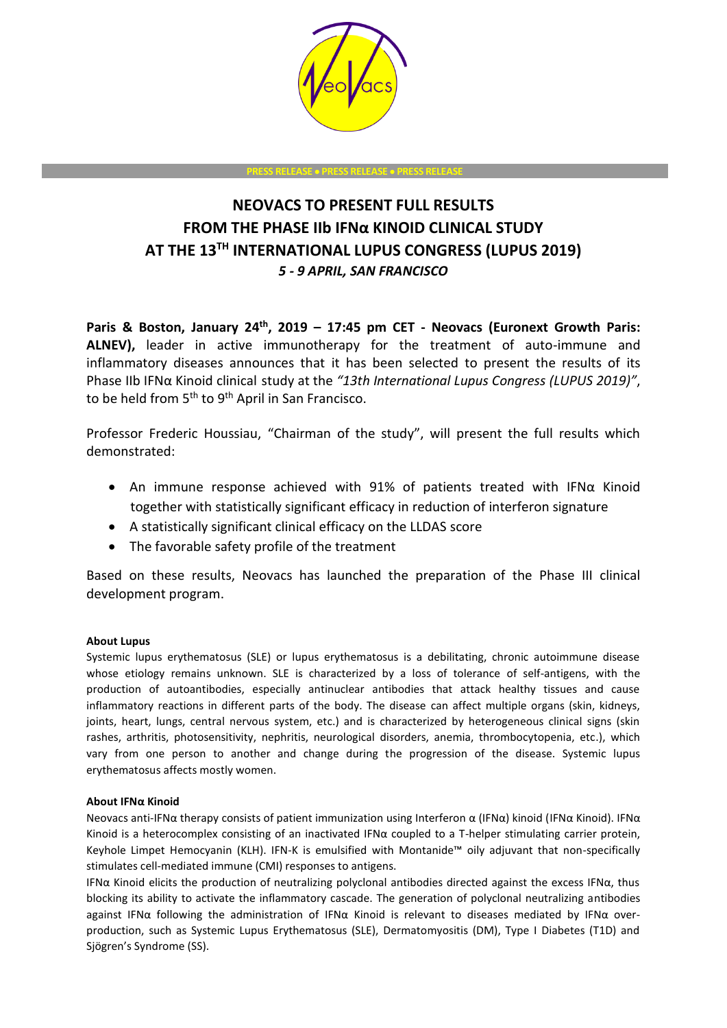PRESS RELEASE • PRESS RELEASE • PRESS RELEASE

# NEOVACS TO PRESENT FULL RESULTS FROM THE PHASE IIb IFNα KINOID CLINICAL STUDY AT THE 13TH INTERNATIONAL LUPUS CONGRESS (LUPUS 2019)

***5 - 9 APRIL, SAN FRANCISCO***

**Paris & Boston, January 24th, 2019 – 17:45 pm CET - Neovacs (Euronext Growth Paris: ALNEV),** leader in active immunotherapy for the treatment of auto-immune and inflammatory diseases announces that it has been selected to present the results of its Phase IIb IFNα Kinoid clinical study at the *"13th International Lupus Congress (LUPUS 2019)"*, to be held from 5th to 9th April in San Francisco.

Professor Frederic Houssiau, "Chairman of the study", will present the full results which demonstrated:

- An immune response achieved with 91% of patients treated with IFNα Kinoid together with statistically significant efficacy in reduction of interferon signature
- A statistically significant clinical efficacy on the LLDAS score
- The favorable safety profile of the treatment

Based on these results, Neovacs has launched the preparation of the Phase III clinical development program.

**About Lupus**

Systemic lupus erythematosus (SLE) or lupus erythematosus is a debilitating, chronic autoimmune disease whose etiology remains unknown. SLE is characterized by a loss of tolerance of self-antigens, with the production of autoantibodies, especially antinuclear antibodies that attack healthy tissues and cause inflammatory reactions in different parts of the body. The disease can affect multiple organs (skin, kidneys, joints, heart, lungs, central nervous system, etc.) and is characterized by heterogeneous clinical signs (skin rashes, arthritis, photosensitivity, nephritis, neurological disorders, anemia, thrombocytopenia, etc.), which vary from one person to another and change during the progression of the disease. Systemic lupus erythematosus affects mostly women.

**About IFNα Kinoid**

Neovacs anti-IFNα therapy consists of patient immunization using Interferon α (IFNα) kinoid (IFNα Kinoid). IFNα Kinoid is a heterocomplex consisting of an inactivated IFNα coupled to a T-helper stimulating carrier protein, Keyhole Limpet Hemocyanin (KLH). IFN-K is emulsified with Montanide™ oily adjuvant that non-specifically stimulates cell-mediated immune (CMI) responses to antigens.

IFNα Kinoid elicits the production of neutralizing polyclonal antibodies directed against the excess IFNα, thus blocking its ability to activate the inflammatory cascade. The generation of polyclonal neutralizing antibodies against IFNα following the administration of IFNα Kinoid is relevant to diseases mediated by IFNα over-production, such as Systemic Lupus Erythematosus (SLE), Dermatomyositis (DM), Type I Diabetes (T1D) and Sjögren's Syndrome (SS).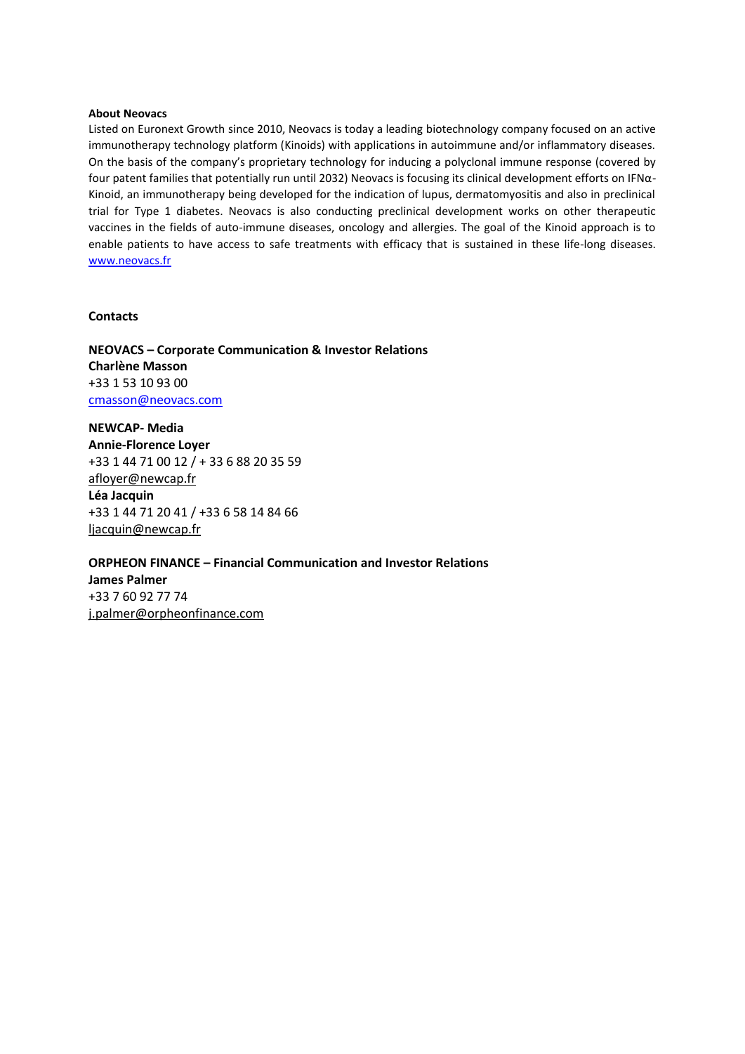**About Neovacs**

Listed on Euronext Growth since 2010, Neovacs is today a leading biotechnology company focused on an active immunotherapy technology platform (Kinoids) with applications in autoimmune and/or inflammatory diseases. On the basis of the company's proprietary technology for inducing a polyclonal immune response (covered by four patent families that potentially run until 2032) Neovacs is focusing its clinical development efforts on IFNα-Kinoid, an immunotherapy being developed for the indication of lupus, dermatomyositis and also in preclinical trial for Type 1 diabetes. Neovacs is also conducting preclinical development works on other therapeutic vaccines in the fields of auto-immune diseases, oncology and allergies. The goal of the Kinoid approach is to enable patients to have access to safe treatments with efficacy that is sustained in these life-long diseases. www.neovacs.fr

**Contacts**

**NEOVACS – Corporate Communication & Investor Relations**
**Charlène Masson**
+33 1 53 10 93 00
cmasson@neovacs.com

**NEWCAP- Media**
**Annie-Florence Loyer**
+33 1 44 71 00 12 / + 33 6 88 20 35 59
afloyer@newcap.fr
**Léa Jacquin**
+33 1 44 71 20 41 / +33 6 58 14 84 66
ljacquin@newcap.fr

**ORPHEON FINANCE – Financial Communication and Investor Relations**
**James Palmer**
+33 7 60 92 77 74
j.palmer@orpheonfinance.com